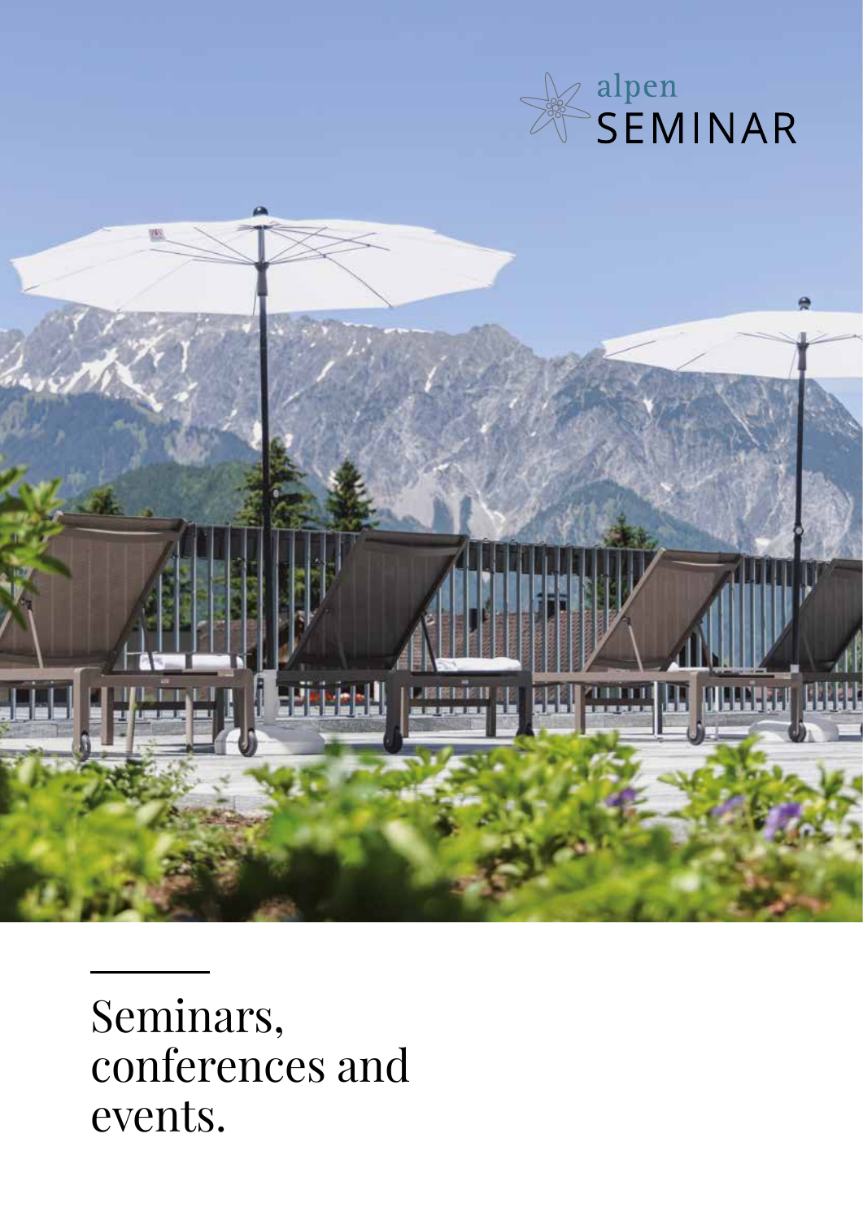alpen SEMINAR

# Seminars, conferences and events.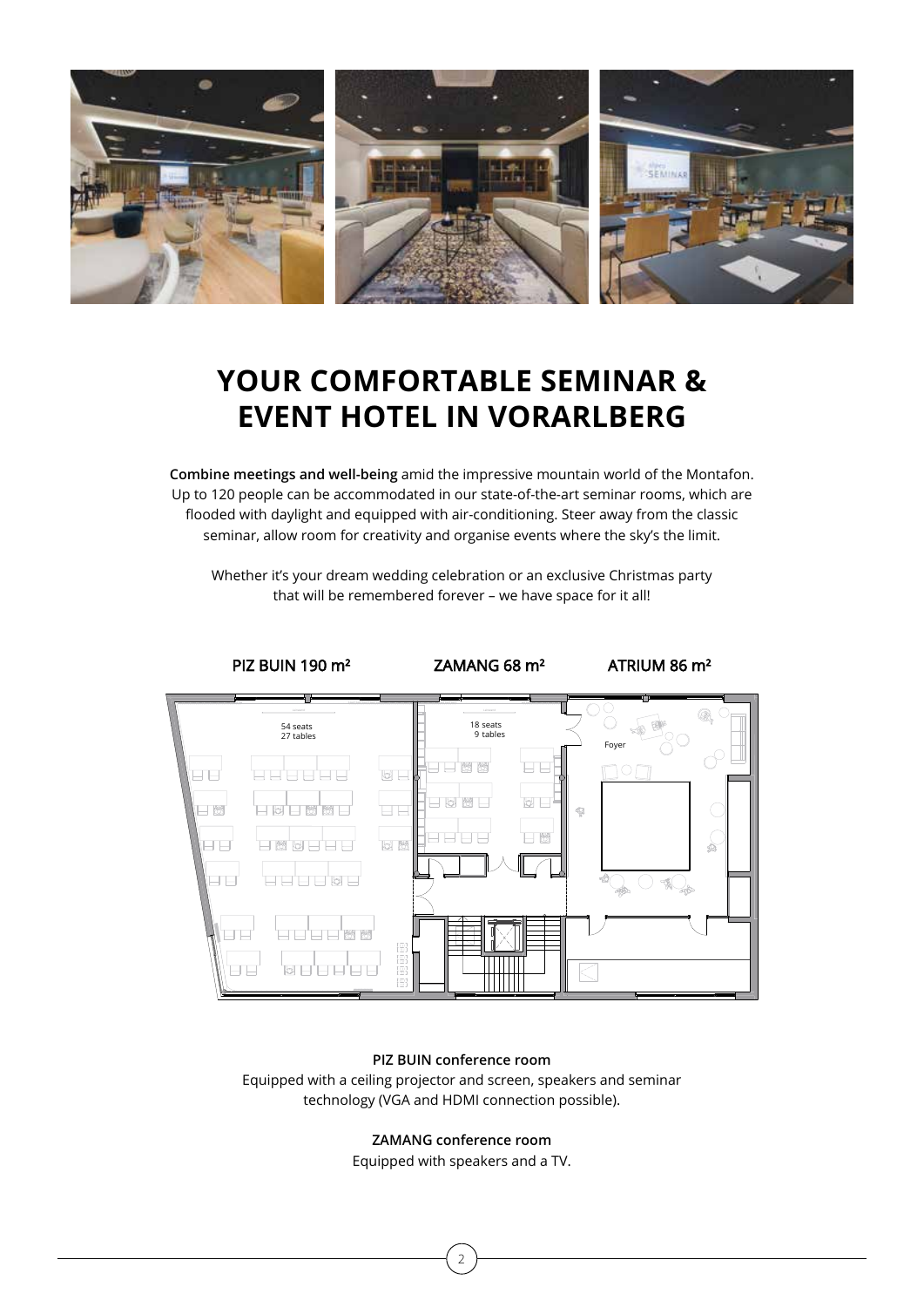# YOUR COMFORTABLE SEMINAR & EVENT HOTEL IN VORARLBERG

**Combine meetings and well-being** amid the impressive mountain world of the Montafon. Up to 120 people can be accommodated in our state-of-the-art seminar rooms, which are flooded with daylight and equipped with air-conditioning. Steer away from the classic seminar, allow room for creativity and organise events where the sky's the limit.

Whether it's your dream wedding celebration or an exclusive Christmas party that will be remembered forever – we have space for it all!

PIZ BUIN 190 m²  ZAMANG 68 m²  ATRIUM 86 m²

54 seats
27 tables

18 seats
9 tables

Foyer

**PIZ BUIN conference room**
Equipped with a ceiling projector and screen, speakers and seminar technology (VGA and HDMI connection possible).

**ZAMANG conference room**
Equipped with speakers and a TV.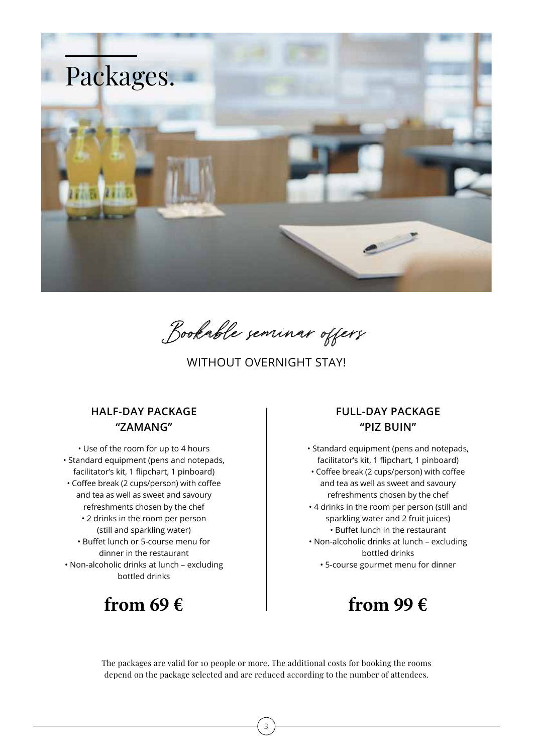# Packages.

*Bookable seminar offers*

WITHOUT OVERNIGHT STAY!

### HALF-DAY PACKAGE "ZAMANG"

- Use of the room for up to 4 hours
- Standard equipment (pens and notepads, facilitator's kit, 1 flipchart, 1 pinboard)
- Coffee break (2 cups/person) with coffee and tea as well as sweet and savoury refreshments chosen by the chef
- 2 drinks in the room per person (still and sparkling water)
- Buffet lunch or 5-course menu for dinner in the restaurant
- Non-alcoholic drinks at lunch – excluding bottled drinks

**from 69 €**

### FULL-DAY PACKAGE "PIZ BUIN"

- Standard equipment (pens and notepads, facilitator's kit, 1 flipchart, 1 pinboard)
- Coffee break (2 cups/person) with coffee and tea as well as sweet and savoury refreshments chosen by the chef
- 4 drinks in the room per person (still and sparkling water and 2 fruit juices)
- Buffet lunch in the restaurant
- Non-alcoholic drinks at lunch – excluding bottled drinks
- 5-course gourmet menu for dinner

**from 99 €**

The packages are valid for 10 people or more. The additional costs for booking the rooms depend on the package selected and are reduced according to the number of attendees.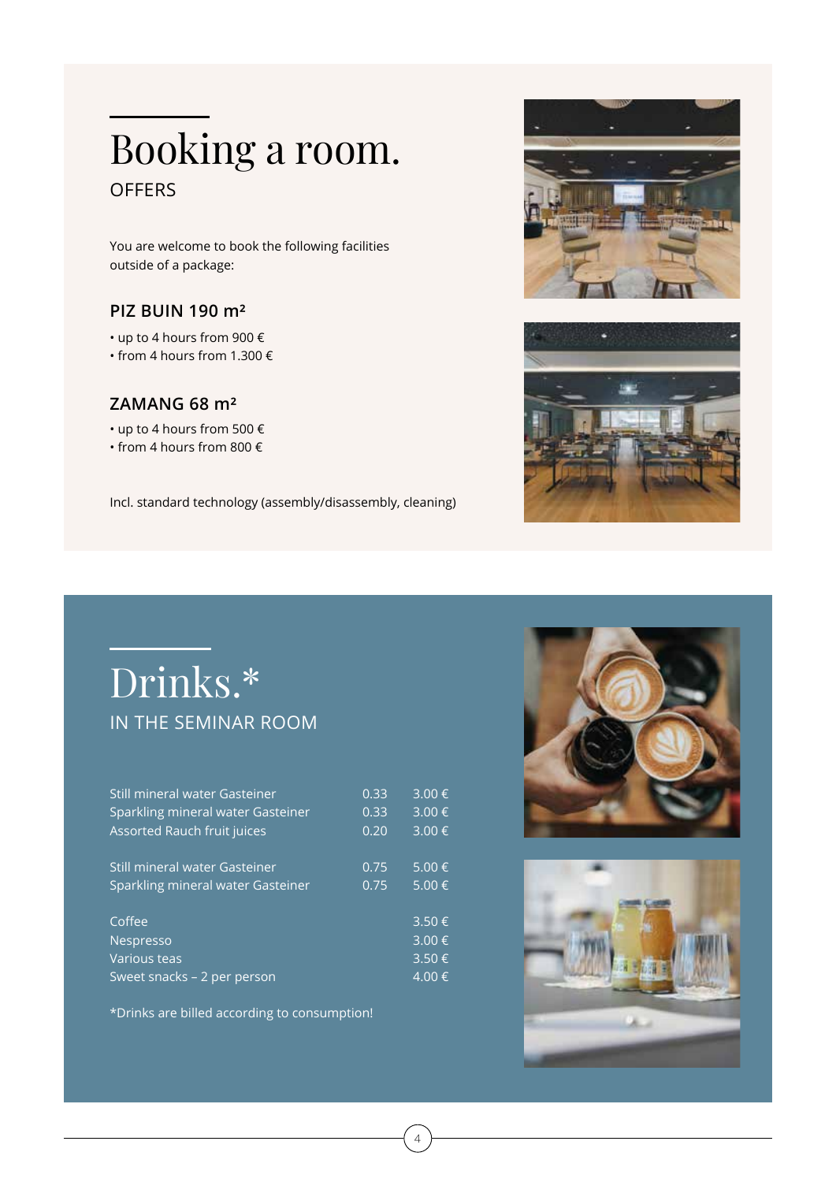# Booking a room.

OFFERS

You are welcome to book the following facilities outside of a package:

### PIZ BUIN 190 m²

- up to 4 hours from 900 €
- from 4 hours from 1.300 €

### ZAMANG 68 m²

- up to 4 hours from 500 €
- from 4 hours from 800 €

Incl. standard technology (assembly/disassembly, cleaning)

# Drinks.*

IN THE SEMINAR ROOM

| | | |
|---|---|---|
| Still mineral water Gasteiner | 0.33 | 3.00 € |
| Sparkling mineral water Gasteiner | 0.33 | 3.00 € |
| Assorted Rauch fruit juices | 0.20 | 3.00 € |
| Still mineral water Gasteiner | 0.75 | 5.00 € |
| Sparkling mineral water Gasteiner | 0.75 | 5.00 € |
| Coffee | | 3.50 € |
| Nespresso | | 3.00 € |
| Various teas | | 3.50 € |
| Sweet snacks – 2 per person | | 4.00 € |

*Drinks are billed according to consumption!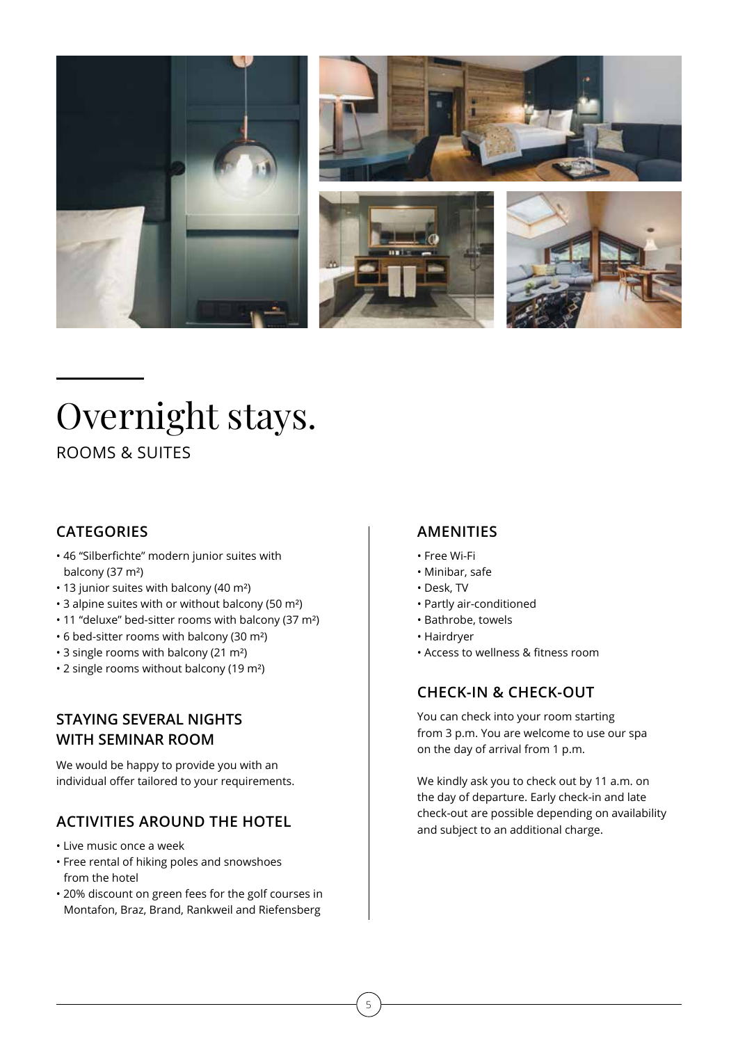# Overnight stays.

ROOMS & SUITES

## CATEGORIES

- 46 "Silberfichte" modern junior suites with balcony (37 m²)
- 13 junior suites with balcony (40 m²)
- 3 alpine suites with or without balcony (50 m²)
- 11 "deluxe" bed-sitter rooms with balcony (37 m²)
- 6 bed-sitter rooms with balcony (30 m²)
- 3 single rooms with balcony (21 m²)
- 2 single rooms without balcony (19 m²)

## STAYING SEVERAL NIGHTS WITH SEMINAR ROOM

We would be happy to provide you with an individual offer tailored to your requirements.

## ACTIVITIES AROUND THE HOTEL

- Live music once a week
- Free rental of hiking poles and snowshoes from the hotel
- 20% discount on green fees for the golf courses in Montafon, Braz, Brand, Rankweil and Riefensberg

## AMENITIES

- Free Wi-Fi
- Minibar, safe
- Desk, TV
- Partly air-conditioned
- Bathrobe, towels
- Hairdryer
- Access to wellness & fitness room

## CHECK-IN & CHECK-OUT

You can check into your room starting from 3 p.m. You are welcome to use our spa on the day of arrival from 1 p.m.

We kindly ask you to check out by 11 a.m. on the day of departure. Early check-in and late check-out are possible depending on availability and subject to an additional charge.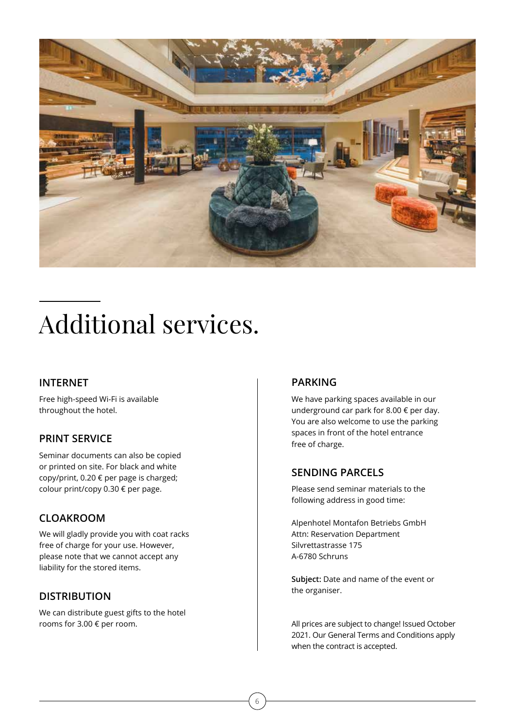# Additional services.

### INTERNET

Free high-speed Wi-Fi is available throughout the hotel.

### PRINT SERVICE

Seminar documents can also be copied or printed on site. For black and white copy/print, 0.20 € per page is charged; colour print/copy 0.30 € per page.

### CLOAKROOM

We will gladly provide you with coat racks free of charge for your use. However, please note that we cannot accept any liability for the stored items.

### DISTRIBUTION

We can distribute guest gifts to the hotel rooms for 3.00 € per room.

### PARKING

We have parking spaces available in our underground car park for 8.00 € per day. You are also welcome to use the parking spaces in front of the hotel entrance free of charge.

### SENDING PARCELS

Please send seminar materials to the following address in good time:

Alpenhotel Montafon Betriebs GmbH
Attn: Reservation Department
Silvrettastrasse 175
A-6780 Schruns

**Subject:** Date and name of the event or the organiser.

All prices are subject to change! Issued October 2021. Our General Terms and Conditions apply when the contract is accepted.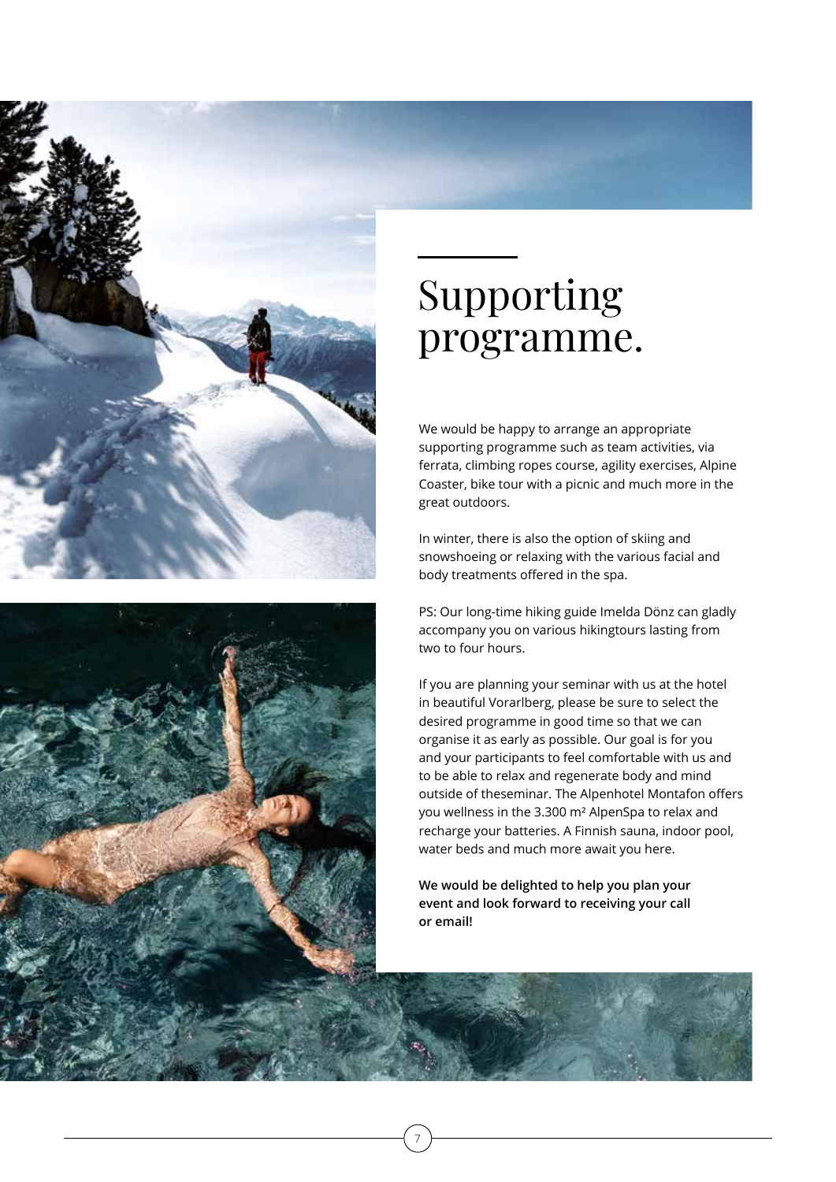# Supporting programme.

We would be happy to arrange an appropriate supporting programme such as team activities, via ferrata, climbing ropes course, agility exercises, Alpine Coaster, bike tour with a picnic and much more in the great outdoors.

In winter, there is also the option of skiing and snowshoeing or relaxing with the various facial and body treatments offered in the spa.

PS: Our long-time hiking guide Imelda Dönz can gladly accompany you on various hikingtours lasting from two to four hours.

If you are planning your seminar with us at the hotel in beautiful Vorarlberg, please be sure to select the desired programme in good time so that we can organise it as early as possible. Our goal is for you and your participants to feel comfortable with us and to be able to relax and regenerate body and mind outside of theseminar. The Alpenhotel Montafon offers you wellness in the 3.300 m² AlpenSpa to relax and recharge your batteries. A Finnish sauna, indoor pool, water beds and much more await you here.

**We would be delighted to help you plan your event and look forward to receiving your call or email!**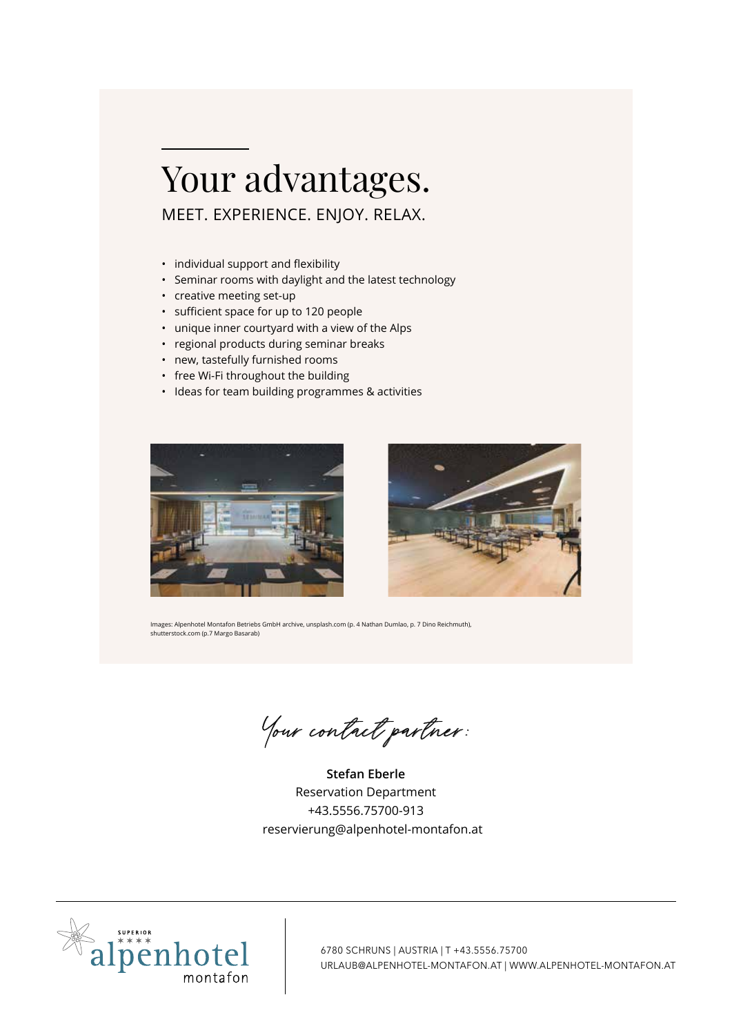# Your advantages.

MEET. EXPERIENCE. ENJOY. RELAX.

- individual support and flexibility
- Seminar rooms with daylight and the latest technology
- creative meeting set-up
- sufficient space for up to 120 people
- unique inner courtyard with a view of the Alps
- regional products during seminar breaks
- new, tastefully furnished rooms
- free Wi-Fi throughout the building
- Ideas for team building programmes & activities

Images: Alpenhotel Montafon Betriebs GmbH archive, unsplash.com (p. 4 Nathan Dumlao, p. 7 Dino Reichmuth), shutterstock.com (p.7 Margo Basarab)

*Your contact partner:*

**Stefan Eberle**
Reservation Department
+43.5556.75700-913
reservierung@alpenhotel-montafon.at

SUPERIOR ★★★★ alpenhotel montafon

6780 SCHRUNS | AUSTRIA | T +43.5556.75700
URLAUB@ALPENHOTEL-MONTAFON.AT | WWW.ALPENHOTEL-MONTAFON.AT